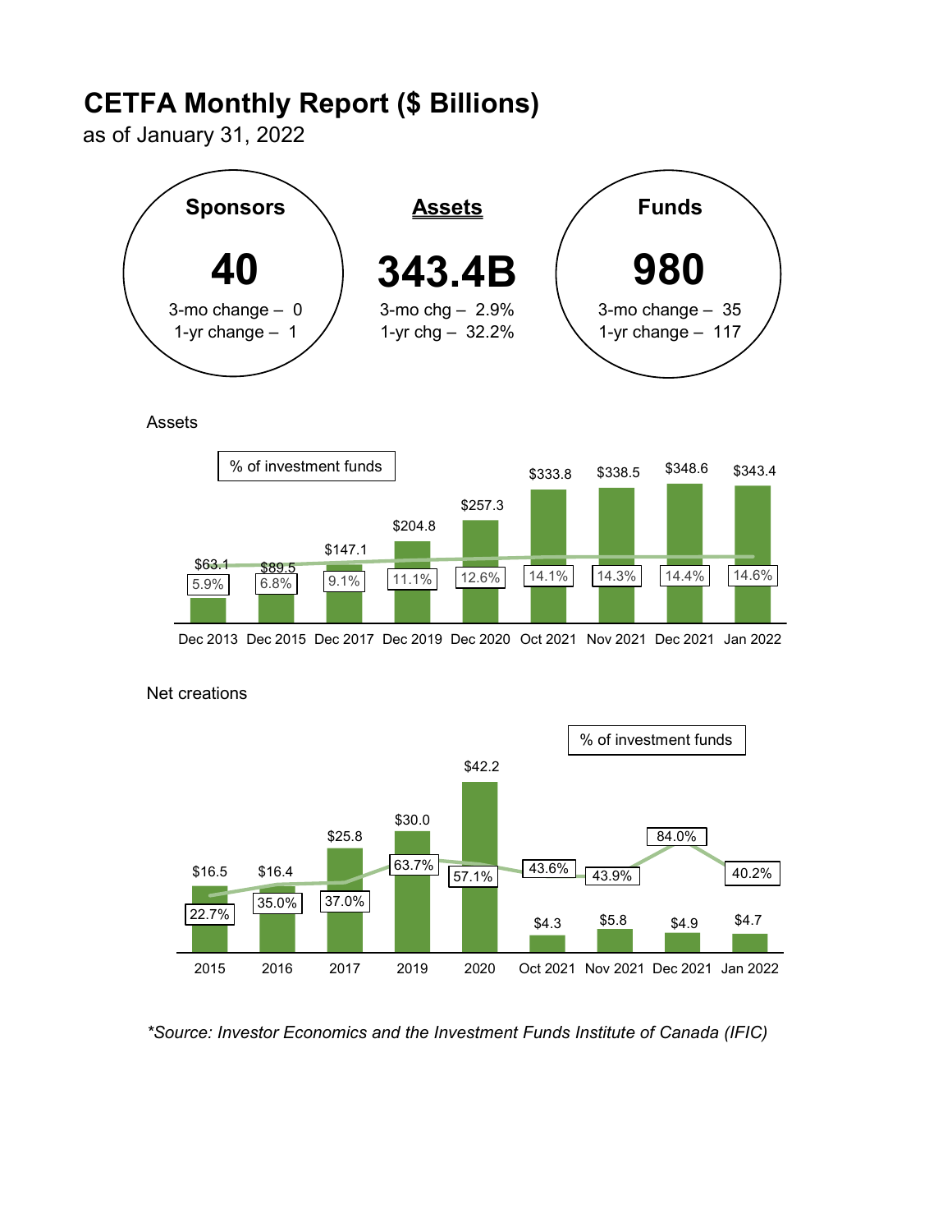# CETFA Monthly Report ($ Billions)

as of January 31, 2022

**Sponsors**

**40**

3-mo change – 0
1-yr change – 1

**Assets**

**343.4B**

3-mo chg – 2.9%
1-yr chg – 32.2%

**Funds**

**980**

3-mo change – 35
1-yr change – 117

Assets

| | Dec 2013 | Dec 2015 | Dec 2017 | Dec 2019 | Dec 2020 | Oct 2021 | Nov 2021 | Dec 2021 | Jan 2022 |
|---|---|---|---|---|---|---|---|---|---|
| Assets | $63.1 | $89.5 | $147.1 | $204.8 | $257.3 | $333.8 | $338.5 | $348.6 | $343.4 |
| % of investment funds | 5.9% | 6.8% | 9.1% | 11.1% | 12.6% | 14.1% | 14.3% | 14.4% | 14.6% |

Net creations

| | 2015 | 2016 | 2017 | 2019 | 2020 | Oct 2021 | Nov 2021 | Dec 2021 | Jan 2022 |
|---|---|---|---|---|---|---|---|---|---|
| Net creations | $16.5 | $16.4 | $25.8 | $30.0 | $42.2 | $4.3 | $5.8 | $4.9 | $4.7 |
| % of investment funds | 22.7% | 35.0% | 37.0% | 63.7% | 57.1% | 43.6% | 43.9% | 84.0% | 40.2% |

*\*Source: Investor Economics and the Investment Funds Institute of Canada (IFIC)*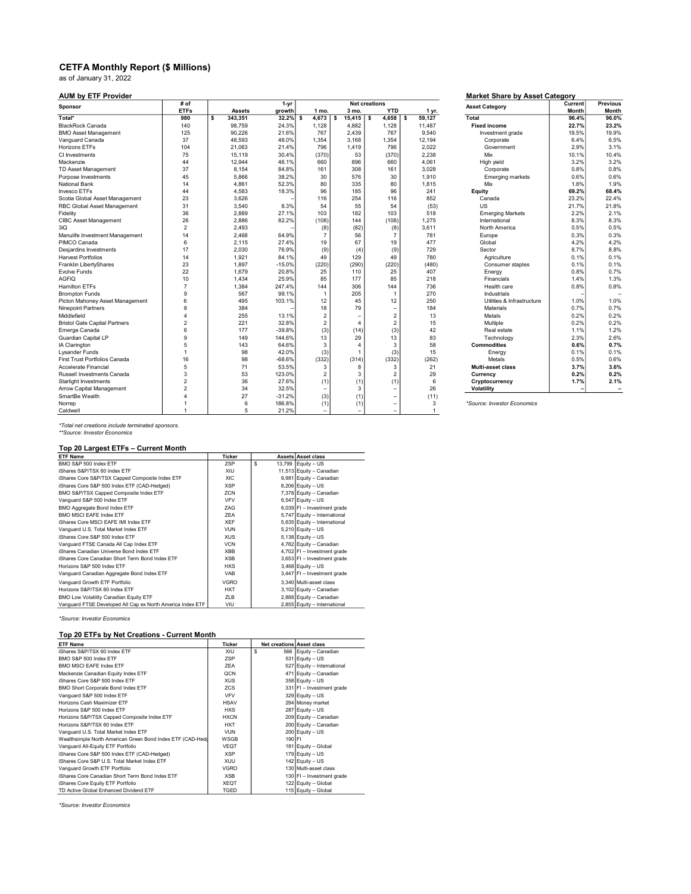# CETFA Monthly Report ($ Millions)

as of January 31, 2022

### AUM by ETF Provider

| Sponsor | # of ETFs | Assets | 1-yr growth | Net creations 1 mo. | 3 mo. | YTD | 1 yr. |
|---|---|---|---|---|---|---|---|
| **Total*** | **980** | **$ 343,351** | **32.2%** | **$ 4,673** | **$ 15,415** | **$ 4,658** | **$ 59,127** |
| BlackRock Canada | 140 | 98,759 | 24.3% | 1,128 | 4,882 | 1,128 | 11,487 |
| BMO Asset Management | 125 | 90,226 | 21.6% | 767 | 2,439 | 767 | 9,540 |
| Vanguard Canada | 37 | 48,593 | 48.0% | 1,354 | 3,168 | 1,354 | 12,194 |
| Horizons ETFs | 104 | 21,063 | 21.4% | 796 | 1,419 | 796 | 2,022 |
| CI Investments | 75 | 15,119 | 30.4% | (370) | 53 | (370) | 2,238 |
| Mackenzie | 44 | 12,944 | 46.1% | 660 | 896 | 660 | 4,061 |
| TD Asset Management | 37 | 8,154 | 84.8% | 161 | 308 | 161 | 3,028 |
| Purpose Investments | 45 | 5,866 | 38.2% | 30 | 576 | 30 | 1,910 |
| National Bank | 14 | 4,861 | 52.3% | 80 | 335 | 80 | 1,815 |
| Invesco ETFs | 44 | 4,583 | 18.3% | 96 | 185 | 96 | 241 |
| Scotia Global Asset Management | 23 | 3,626 | – | 116 | 254 | 116 | 852 |
| RBC Global Asset Management | 31 | 3,540 | 8.3% | 54 | 55 | 54 | (53) |
| Fidelity | 36 | 2,889 | 27.1% | 103 | 182 | 103 | 518 |
| CIBC Asset Management | 26 | 2,886 | 82.2% | (108) | 144 | (108) | 1,275 |
| 3iQ | 2 | 2,493 | – | (8) | (82) | (8) | 3,611 |
| Manulife Investment Management | 14 | 2,468 | 64.9% | 7 | 56 | 7 | 781 |
| PIMCO Canada | 6 | 2,115 | 27.4% | 19 | 67 | 19 | 477 |
| Desjardins Investments | 17 | 2,030 | 76.9% | (9) | (4) | (9) | 729 |
| Harvest Portfolios | 14 | 1,921 | 84.1% | 49 | 129 | 49 | 780 |
| Franklin LibertyShares | 23 | 1,897 | -15.0% | (220) | (290) | (220) | (480) |
| Evolve Funds | 22 | 1,679 | 20.8% | 25 | 110 | 25 | 407 |
| AGFiQ | 10 | 1,434 | 25.9% | 85 | 177 | 85 | 218 |
| Hamilton ETFs | 7 | 1,384 | 247.4% | 144 | 306 | 144 | 736 |
| Brompton Funds | 9 | 567 | 99.1% | 1 | 205 | 1 | 270 |
| Picton Mahoney Asset Management | 6 | 495 | 103.1% | 12 | 45 | 12 | 250 |
| Ninepoint Partners | 8 | 384 | – | 18 | 79 | – | 184 |
| Middlefield | 4 | 255 | 13.1% | 2 | – | 2 | 13 |
| Bristol Gate Capital Partners | 2 | 221 | 32.8% | 2 | 4 | 2 | 15 |
| Emerge Canada | 6 | 177 | -39.8% | (3) | (14) | (3) | 42 |
| Guardian Capital LP | 9 | 149 | 144.6% | 13 | 29 | 13 | 83 |
| IA Clarington | 5 | 143 | 64.6% | 3 | 4 | 3 | 58 |
| Lysander Funds | 1 | 98 | 42.0% | (3) | 1 | (3) | 15 |
| First Trust Portfolios Canada | 16 | 98 | -68.6% | (332) | (314) | (332) | (262) |
| Accelerate Financial | 5 | 71 | 53.5% | 3 | 8 | 3 | 21 |
| Russell Investments Canada | 3 | 53 | 123.0% | 2 | 3 | 2 | 29 |
| Starlight Investments | 2 | 36 | 27.6% | (1) | (1) | (1) | 6 |
| Arrow Capital Management | 2 | 34 | 32.5% | – | 3 | – | 26 |
| SmartBe Wealth | 4 | 27 | -31.2% | (3) | (1) | – | (11) |
| Norrep | 1 | 6 | 186.8% | (1) | (1) | – | 3 |
| Caldwell | 1 | 5 | 21.2% | – | – | – | 1 |

*Total net creations include terminated sponsors.
**Source: Investor Economics

### Market Share by Asset Category

| Asset Category | Current Month | Previous Month |
|---|---|---|
| **Total** | **96.4%** | **96.0%** |
| **Fixed income** | **22.7%** | **23.2%** |
| Investment grade | 19.5% | 19.9% |
| Corporate | 6.4% | 6.5% |
| Government | 2.9% | 3.1% |
| Mix | 10.1% | 10.4% |
| High yield | 3.2% | 3.2% |
| Corporate | 0.8% | 0.8% |
| Emerging markets | 0.6% | 0.6% |
| Mix | 1.8% | 1.9% |
| **Equity** | **69.2%** | **68.4%** |
| Canada | 23.2% | 22.4% |
| US | 21.7% | 21.8% |
| Emerging Markets | 2.2% | 2.1% |
| International | 8.3% | 8.3% |
| North America | 0.5% | 0.5% |
| Europe | 0.3% | 0.3% |
| Global | 4.2% | 4.2% |
| Sector | 8.7% | 8.8% |
| Agriculture | 0.1% | 0.1% |
| Consumer staples | 0.1% | 0.1% |
| Energy | 0.8% | 0.7% |
| Financials | 1.4% | 1.3% |
| Health care | 0.8% | 0.8% |
| Industrials | – | – |
| Utilities & Infrastructure | 1.0% | 1.0% |
| Materials | 0.7% | 0.7% |
| Metals | 0.2% | 0.2% |
| Multiple | 0.2% | 0.2% |
| Real estate | 1.1% | 1.2% |
| Technology | 2.3% | 2.6% |
| **Commodities** | **0.6%** | **0.7%** |
| Energy | 0.1% | 0.1% |
| Metals | 0.5% | 0.6% |
| **Multi-asset class** | **3.7%** | **3.6%** |
| **Currency** | **0.2%** | **0.2%** |
| **Cryptocurrency** | **1.7%** | **2.1%** |
| **Volatility** | **–** | **–** |

*Source: Investor Economics

### Top 20 Largest ETFs – Current Month

| ETF Name | Ticker | Assets | Asset class |
|---|---|---|---|
| BMO S&P 500 Index ETF | ZSP | $ 13,799 | Equity – US |
| iShares S&P/TSX 60 Index ETF | XIU | 11,513 | Equity – Canadian |
| iShares Core S&P/TSX Capped Composite Index ETF | XIC | 9,981 | Equity – Canadian |
| iShares Core S&P 500 Index ETF (CAD-Hedged) | XSP | 8,206 | Equity – US |
| BMO S&P/TSX Capped Composite Index ETF | ZCN | 7,378 | Equity – Canadian |
| Vanguard S&P 500 Index ETF | VFV | 6,547 | Equity – US |
| BMO Aggregate Bond Index ETF | ZAG | 6,039 | FI – Investment grade |
| BMO MSCI EAFE Index ETF | ZEA | 5,747 | Equity – International |
| iShares Core MSCI EAFE IMI Index ETF | XEF | 5,635 | Equity – International |
| Vanguard U.S. Total Market Index ETF | VUN | 5,210 | Equity – US |
| iShares Core S&P 500 Index ETF | XUS | 5,138 | Equity – US |
| Vanguard FTSE Canada All Cap Index ETF | VCN | 4,782 | Equity – Canadian |
| iShares Canadian Universe Bond Index ETF | XBB | 4,702 | FI – Investment grade |
| iShares Core Canadian Short Term Bond Index ETF | XSB | 3,653 | FI – Investment grade |
| Horizons S&P 500 Index ETF | HXS | 3,468 | Equity – US |
| Vanguard Canadian Aggregate Bond Index ETF | VAB | 3,447 | FI – Investment grade |
| Vanguard Growth ETF Portfolio | VGRO | 3,340 | Multi-asset class |
| Horizons S&P/TSX 60 Index ETF | HXT | 3,102 | Equity – Canadian |
| BMO Low Volatility Canadian Equity ETF | ZLB | 2,888 | Equity – Canadian |
| Vanguard FTSE Developed All Cap ex North America Index ETF | VIU | 2,855 | Equity – International |

*Source: Investor Economics

### Top 20 ETFs by Net Creations - Current Month

| ETF Name | Ticker | Net creations | Asset class |
|---|---|---|---|
| iShares S&P/TSX 60 Index ETF | XIU | $ 566 | Equity – Canadian |
| BMO S&P 500 Index ETF | ZSP | 531 | Equity – US |
| BMO MSCI EAFE Index ETF | ZEA | 527 | Equity – International |
| Mackenzie Canadian Equity Index ETF | QCN | 471 | Equity – Canadian |
| iShares Core S&P 500 Index ETF | XUS | 358 | Equity – US |
| BMO Short Corporate Bond Index ETF | ZCS | 331 | FI – Investment grade |
| Vanguard S&P 500 Index ETF | VFV | 329 | Equity – US |
| Horizons Cash Maximizer ETF | HSAV | 294 | Money market |
| Horizons S&P 500 Index ETF | HXS | 287 | Equity – US |
| Horizons S&P/TSX Capped Composite Index ETF | HXCN | 209 | Equity – Canadian |
| Horizons S&P/TSX 60 Index ETF | HXT | 200 | Equity – Canadian |
| Vanguard U.S. Total Market Index ETF | VUN | 200 | Equity – US |
| Wealthsimple North American Green Bond Index ETF (CAD-Hedg | WSGB | 190 | FI |
| Vanguard All-Equity ETF Portfolio | VEQT | 181 | Equity – Global |
| iShares Core S&P 500 Index ETF (CAD-Hedged) | XSP | 179 | Equity – US |
| iShares Core S&P U.S. Total Market Index ETF | XUU | 142 | Equity – US |
| Vanguard Growth ETF Portfolio | VGRO | 130 | Multi-asset class |
| iShares Core Canadian Short Term Bond Index ETF | XSB | 130 | FI – Investment grade |
| iShares Core Equity ETF Portfolio | XEQT | 122 | Equity – Global |
| TD Active Global Enhanced Dividend ETF | TGED | 115 | Equity – Global |

*Source: Investor Economics